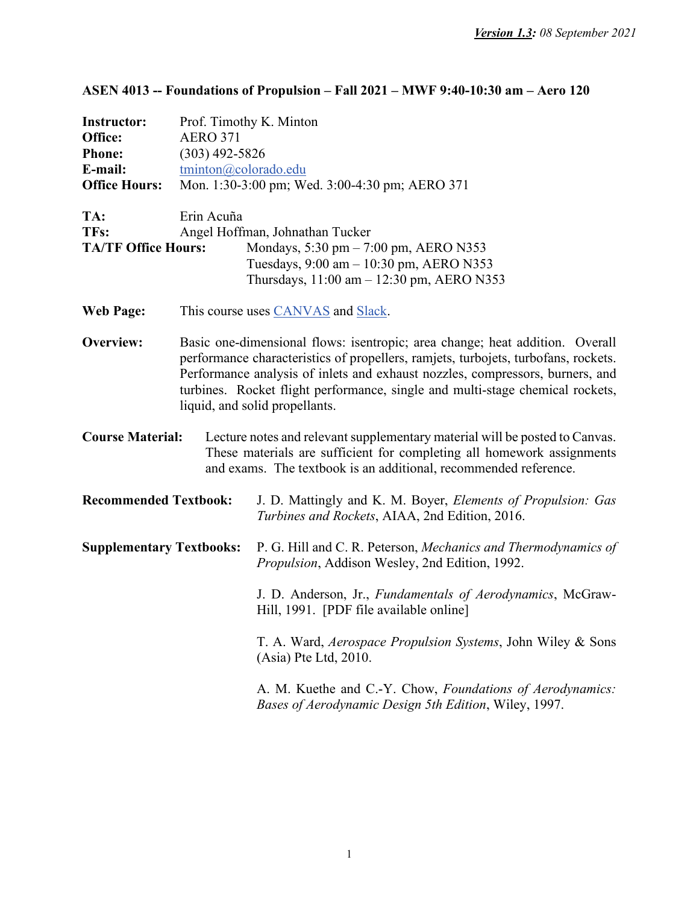***Version 1.3:** 08 September 2021*

**ASEN 4013 -- Foundations of Propulsion – Fall 2021 – MWF 9:40-10:30 am – Aero 120**

**Instructor:** Prof. Timothy K. Minton
**Office:** AERO 371
**Phone:** (303) 492-5826
**E-mail:** tminton@colorado.edu
**Office Hours:** Mon. 1:30-3:00 pm; Wed. 3:00-4:30 pm; AERO 371

**TA:** Erin Acuña
**TFs:** Angel Hoffman, Johnathan Tucker
**TA/TF Office Hours:**
- Mondays, 5:30 pm – 7:00 pm, AERO N353
- Tuesdays, 9:00 am – 10:30 pm, AERO N353
- Thursdays, 11:00 am – 12:30 pm, AERO N353

**Web Page:** This course uses CANVAS and Slack.

**Overview:** Basic one-dimensional flows: isentropic; area change; heat addition. Overall performance characteristics of propellers, ramjets, turbojets, turbofans, rockets. Performance analysis of inlets and exhaust nozzles, compressors, burners, and turbines. Rocket flight performance, single and multi-stage chemical rockets, liquid, and solid propellants.

**Course Material:** Lecture notes and relevant supplementary material will be posted to Canvas. These materials are sufficient for completing all homework assignments and exams. The textbook is an additional, recommended reference.

**Recommended Textbook:** J. D. Mattingly and K. M. Boyer, *Elements of Propulsion: Gas Turbines and Rockets*, AIAA, 2nd Edition, 2016.

**Supplementary Textbooks:**

P. G. Hill and C. R. Peterson, *Mechanics and Thermodynamics of Propulsion*, Addison Wesley, 2nd Edition, 1992.

J. D. Anderson, Jr., *Fundamentals of Aerodynamics*, McGraw-Hill, 1991. [PDF file available online]

T. A. Ward, *Aerospace Propulsion Systems*, John Wiley & Sons (Asia) Pte Ltd, 2010.

A. M. Kuethe and C.-Y. Chow, *Foundations of Aerodynamics: Bases of Aerodynamic Design 5th Edition*, Wiley, 1997.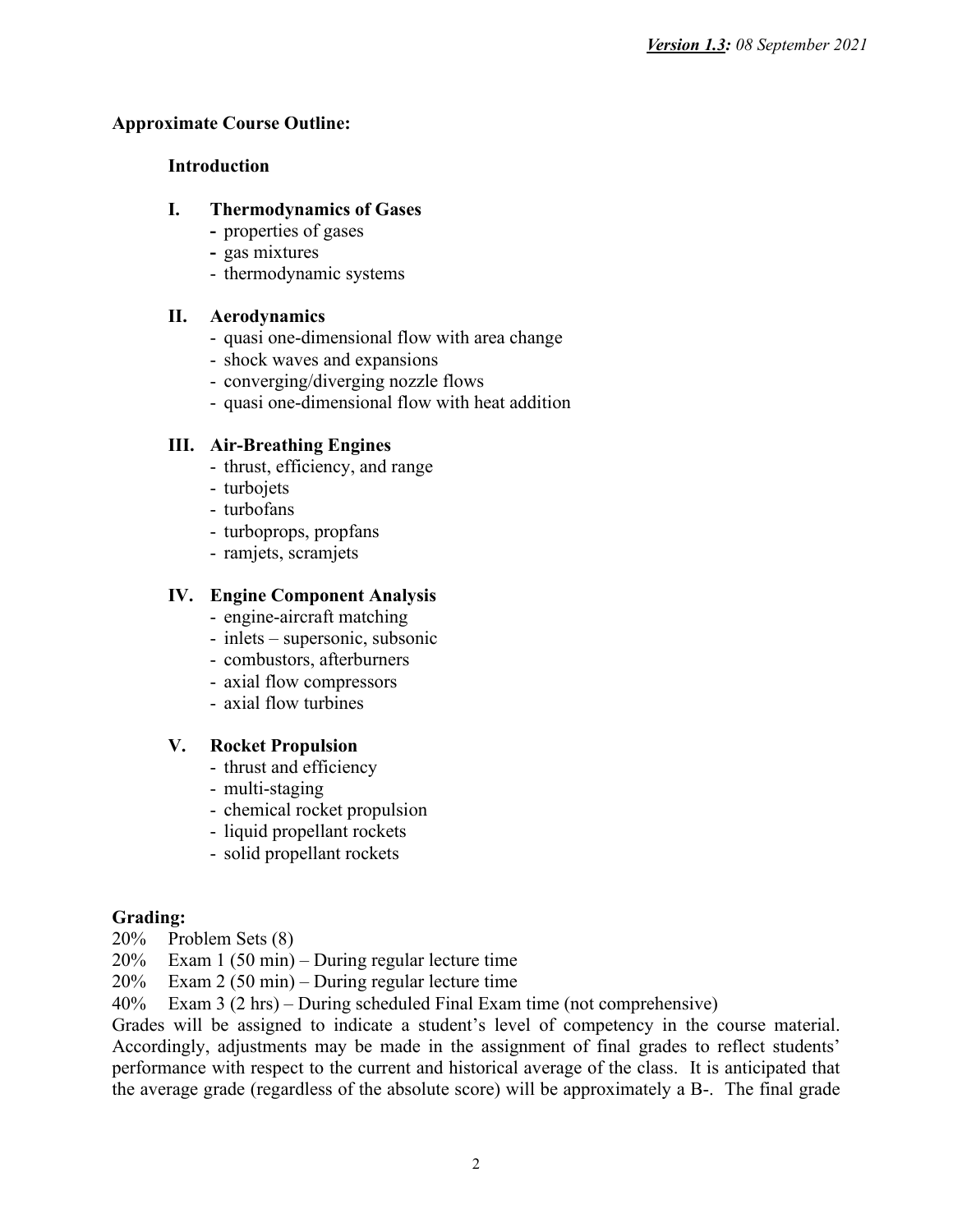**Approximate Course Outline:**

**Introduction**

**I. Thermodynamics of Gases**
- properties of gases
- gas mixtures
- thermodynamic systems

**II. Aerodynamics**
- quasi one-dimensional flow with area change
- shock waves and expansions
- converging/diverging nozzle flows
- quasi one-dimensional flow with heat addition

**III. Air-Breathing Engines**
- thrust, efficiency, and range
- turbojets
- turbofans
- turboprops, propfans
- ramjets, scramjets

**IV. Engine Component Analysis**
- engine-aircraft matching
- inlets – supersonic, subsonic
- combustors, afterburners
- axial flow compressors
- axial flow turbines

**V. Rocket Propulsion**
- thrust and efficiency
- multi-staging
- chemical rocket propulsion
- liquid propellant rockets
- solid propellant rockets

**Grading:**

20% Problem Sets (8)
20% Exam 1 (50 min) – During regular lecture time
20% Exam 2 (50 min) – During regular lecture time
40% Exam 3 (2 hrs) – During scheduled Final Exam time (not comprehensive)

Grades will be assigned to indicate a student's level of competency in the course material. Accordingly, adjustments may be made in the assignment of final grades to reflect students' performance with respect to the current and historical average of the class. It is anticipated that the average grade (regardless of the absolute score) will be approximately a B-. The final grade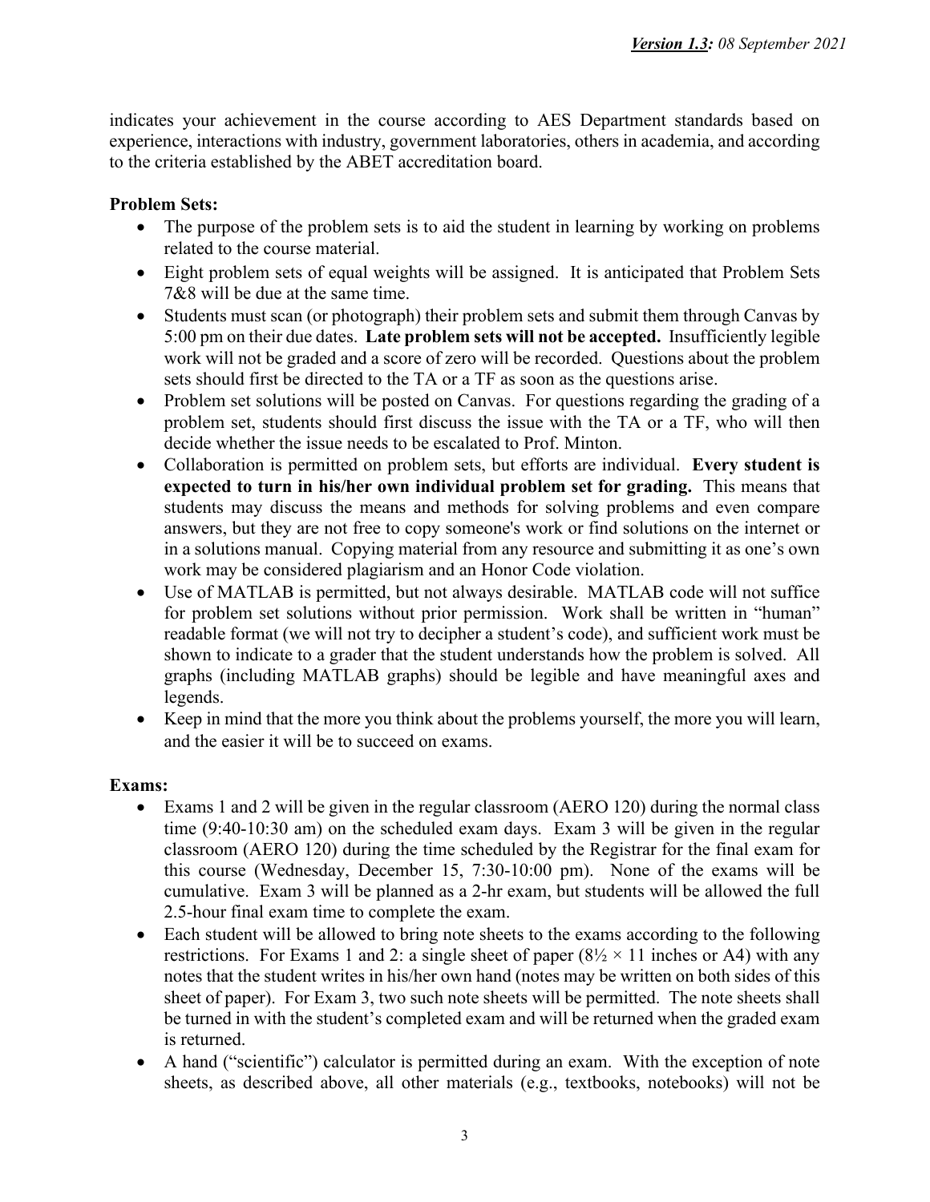indicates your achievement in the course according to AES Department standards based on experience, interactions with industry, government laboratories, others in academia, and according to the criteria established by the ABET accreditation board.

**Problem Sets:**

- The purpose of the problem sets is to aid the student in learning by working on problems related to the course material.
- Eight problem sets of equal weights will be assigned. It is anticipated that Problem Sets 7&8 will be due at the same time.
- Students must scan (or photograph) their problem sets and submit them through Canvas by 5:00 pm on their due dates. **Late problem sets will not be accepted.** Insufficiently legible work will not be graded and a score of zero will be recorded. Questions about the problem sets should first be directed to the TA or a TF as soon as the questions arise.
- Problem set solutions will be posted on Canvas. For questions regarding the grading of a problem set, students should first discuss the issue with the TA or a TF, who will then decide whether the issue needs to be escalated to Prof. Minton.
- Collaboration is permitted on problem sets, but efforts are individual. **Every student is expected to turn in his/her own individual problem set for grading.** This means that students may discuss the means and methods for solving problems and even compare answers, but they are not free to copy someone's work or find solutions on the internet or in a solutions manual. Copying material from any resource and submitting it as one's own work may be considered plagiarism and an Honor Code violation.
- Use of MATLAB is permitted, but not always desirable. MATLAB code will not suffice for problem set solutions without prior permission. Work shall be written in "human" readable format (we will not try to decipher a student's code), and sufficient work must be shown to indicate to a grader that the student understands how the problem is solved. All graphs (including MATLAB graphs) should be legible and have meaningful axes and legends.
- Keep in mind that the more you think about the problems yourself, the more you will learn, and the easier it will be to succeed on exams.

**Exams:**

- Exams 1 and 2 will be given in the regular classroom (AERO 120) during the normal class time (9:40-10:30 am) on the scheduled exam days. Exam 3 will be given in the regular classroom (AERO 120) during the time scheduled by the Registrar for the final exam for this course (Wednesday, December 15, 7:30-10:00 pm). None of the exams will be cumulative. Exam 3 will be planned as a 2-hr exam, but students will be allowed the full 2.5-hour final exam time to complete the exam.
- Each student will be allowed to bring note sheets to the exams according to the following restrictions. For Exams 1 and 2: a single sheet of paper (8½ × 11 inches or A4) with any notes that the student writes in his/her own hand (notes may be written on both sides of this sheet of paper). For Exam 3, two such note sheets will be permitted. The note sheets shall be turned in with the student's completed exam and will be returned when the graded exam is returned.
- A hand ("scientific") calculator is permitted during an exam. With the exception of note sheets, as described above, all other materials (e.g., textbooks, notebooks) will not be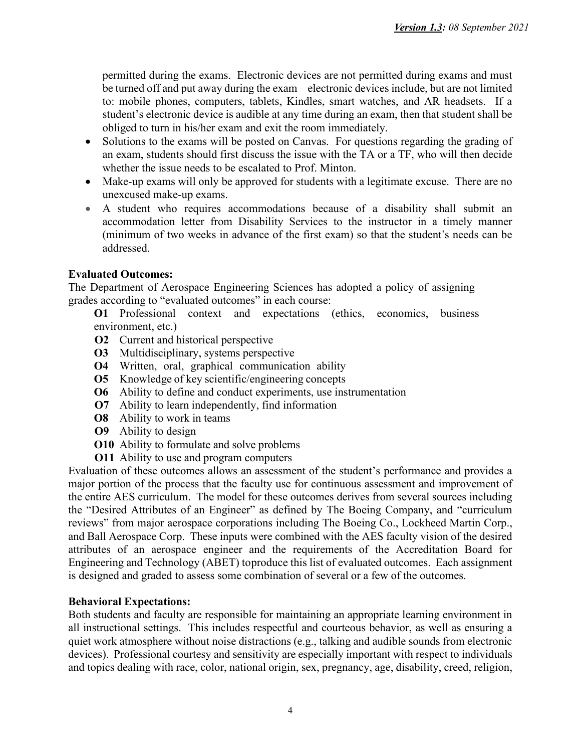permitted during the exams. Electronic devices are not permitted during exams and must be turned off and put away during the exam – electronic devices include, but are not limited to: mobile phones, computers, tablets, Kindles, smart watches, and AR headsets. If a student's electronic device is audible at any time during an exam, then that student shall be obliged to turn in his/her exam and exit the room immediately.

- Solutions to the exams will be posted on Canvas. For questions regarding the grading of an exam, students should first discuss the issue with the TA or a TF, who will then decide whether the issue needs to be escalated to Prof. Minton.
- Make-up exams will only be approved for students with a legitimate excuse. There are no unexcused make-up exams.
- A student who requires accommodations because of a disability shall submit an accommodation letter from Disability Services to the instructor in a timely manner (minimum of two weeks in advance of the first exam) so that the student's needs can be addressed.

**Evaluated Outcomes:**

The Department of Aerospace Engineering Sciences has adopted a policy of assigning grades according to "evaluated outcomes" in each course:

**O1** Professional context and expectations (ethics, economics, business environment, etc.)
**O2** Current and historical perspective
**O3** Multidisciplinary, systems perspective
**O4** Written, oral, graphical communication ability
**O5** Knowledge of key scientific/engineering concepts
**O6** Ability to define and conduct experiments, use instrumentation
**O7** Ability to learn independently, find information
**O8** Ability to work in teams
**O9** Ability to design
**O10** Ability to formulate and solve problems
**O11** Ability to use and program computers

Evaluation of these outcomes allows an assessment of the student's performance and provides a major portion of the process that the faculty use for continuous assessment and improvement of the entire AES curriculum. The model for these outcomes derives from several sources including the "Desired Attributes of an Engineer" as defined by The Boeing Company, and "curriculum reviews" from major aerospace corporations including The Boeing Co., Lockheed Martin Corp., and Ball Aerospace Corp. These inputs were combined with the AES faculty vision of the desired attributes of an aerospace engineer and the requirements of the Accreditation Board for Engineering and Technology (ABET) toproduce this list of evaluated outcomes. Each assignment is designed and graded to assess some combination of several or a few of the outcomes.

**Behavioral Expectations:**

Both students and faculty are responsible for maintaining an appropriate learning environment in all instructional settings. This includes respectful and courteous behavior, as well as ensuring a quiet work atmosphere without noise distractions (e.g., talking and audible sounds from electronic devices). Professional courtesy and sensitivity are especially important with respect to individuals and topics dealing with race, color, national origin, sex, pregnancy, age, disability, creed, religion,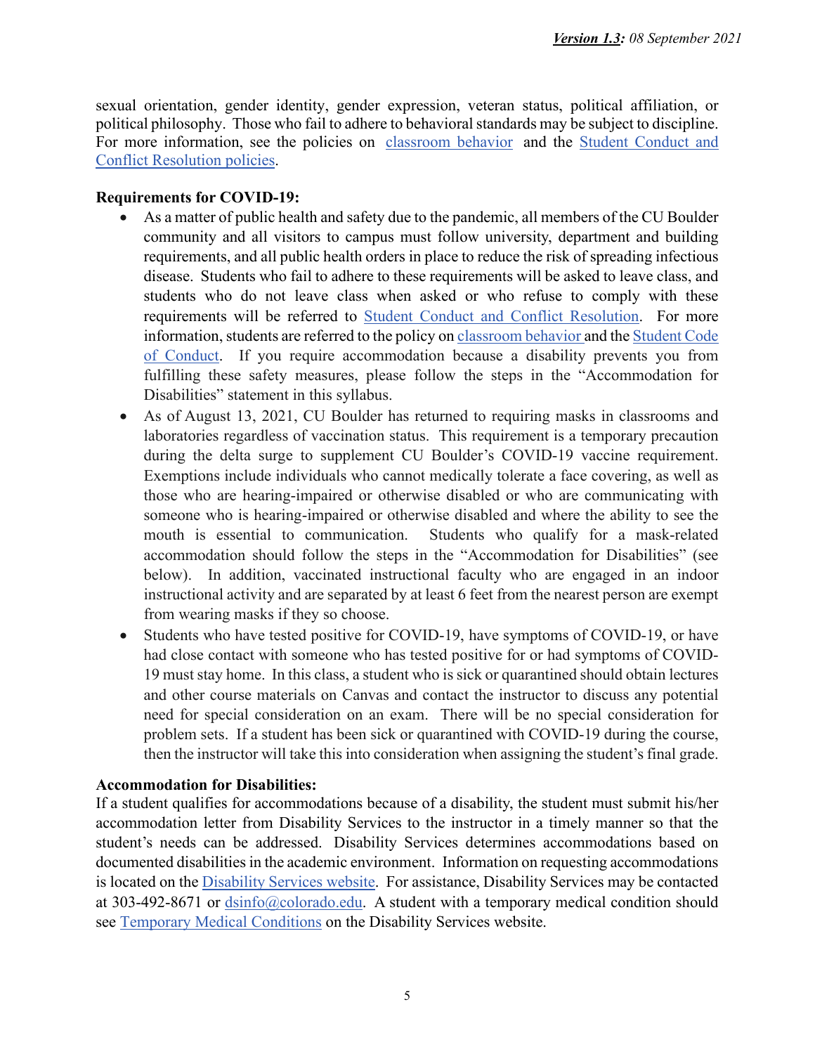sexual orientation, gender identity, gender expression, veteran status, political affiliation, or political philosophy. Those who fail to adhere to behavioral standards may be subject to discipline. For more information, see the policies on classroom behavior and the Student Conduct and Conflict Resolution policies.

**Requirements for COVID-19:**

- As a matter of public health and safety due to the pandemic, all members of the CU Boulder community and all visitors to campus must follow university, department and building requirements, and all public health orders in place to reduce the risk of spreading infectious disease. Students who fail to adhere to these requirements will be asked to leave class, and students who do not leave class when asked or who refuse to comply with these requirements will be referred to Student Conduct and Conflict Resolution. For more information, students are referred to the policy on classroom behavior and the Student Code of Conduct. If you require accommodation because a disability prevents you from fulfilling these safety measures, please follow the steps in the "Accommodation for Disabilities" statement in this syllabus.
- As of August 13, 2021, CU Boulder has returned to requiring masks in classrooms and laboratories regardless of vaccination status. This requirement is a temporary precaution during the delta surge to supplement CU Boulder's COVID-19 vaccine requirement. Exemptions include individuals who cannot medically tolerate a face covering, as well as those who are hearing-impaired or otherwise disabled or who are communicating with someone who is hearing-impaired or otherwise disabled and where the ability to see the mouth is essential to communication. Students who qualify for a mask-related accommodation should follow the steps in the "Accommodation for Disabilities" (see below). In addition, vaccinated instructional faculty who are engaged in an indoor instructional activity and are separated by at least 6 feet from the nearest person are exempt from wearing masks if they so choose.
- Students who have tested positive for COVID-19, have symptoms of COVID-19, or have had close contact with someone who has tested positive for or had symptoms of COVID-19 must stay home. In this class, a student who is sick or quarantined should obtain lectures and other course materials on Canvas and contact the instructor to discuss any potential need for special consideration on an exam. There will be no special consideration for problem sets. If a student has been sick or quarantined with COVID-19 during the course, then the instructor will take this into consideration when assigning the student's final grade.

**Accommodation for Disabilities:**

If a student qualifies for accommodations because of a disability, the student must submit his/her accommodation letter from Disability Services to the instructor in a timely manner so that the student's needs can be addressed. Disability Services determines accommodations based on documented disabilities in the academic environment. Information on requesting accommodations is located on the Disability Services website. For assistance, Disability Services may be contacted at 303-492-8671 or dsinfo@colorado.edu. A student with a temporary medical condition should see Temporary Medical Conditions on the Disability Services website.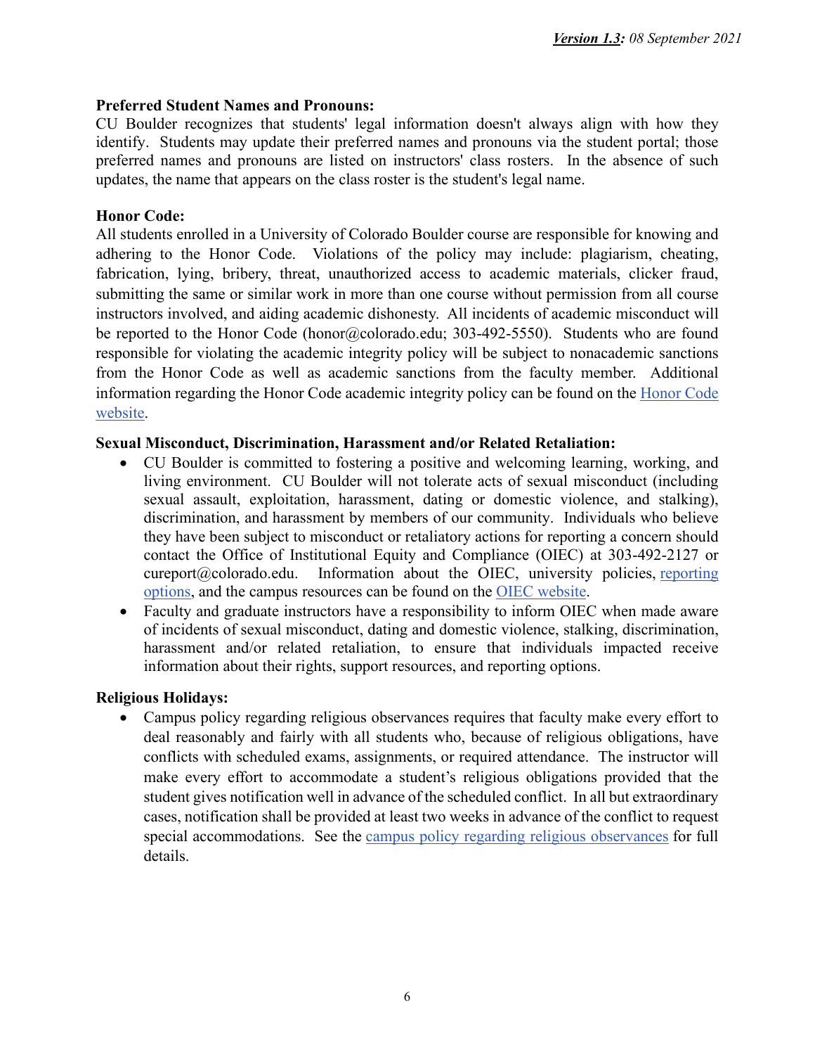**Preferred Student Names and Pronouns:**
CU Boulder recognizes that students' legal information doesn't always align with how they identify. Students may update their preferred names and pronouns via the student portal; those preferred names and pronouns are listed on instructors' class rosters. In the absence of such updates, the name that appears on the class roster is the student's legal name.

**Honor Code:**
All students enrolled in a University of Colorado Boulder course are responsible for knowing and adhering to the Honor Code. Violations of the policy may include: plagiarism, cheating, fabrication, lying, bribery, threat, unauthorized access to academic materials, clicker fraud, submitting the same or similar work in more than one course without permission from all course instructors involved, and aiding academic dishonesty. All incidents of academic misconduct will be reported to the Honor Code (honor@colorado.edu; 303-492-5550). Students who are found responsible for violating the academic integrity policy will be subject to nonacademic sanctions from the Honor Code as well as academic sanctions from the faculty member. Additional information regarding the Honor Code academic integrity policy can be found on the Honor Code website.

**Sexual Misconduct, Discrimination, Harassment and/or Related Retaliation:**

- CU Boulder is committed to fostering a positive and welcoming learning, working, and living environment. CU Boulder will not tolerate acts of sexual misconduct (including sexual assault, exploitation, harassment, dating or domestic violence, and stalking), discrimination, and harassment by members of our community. Individuals who believe they have been subject to misconduct or retaliatory actions for reporting a concern should contact the Office of Institutional Equity and Compliance (OIEC) at 303-492-2127 or cureport@colorado.edu. Information about the OIEC, university policies, reporting options, and the campus resources can be found on the OIEC website.
- Faculty and graduate instructors have a responsibility to inform OIEC when made aware of incidents of sexual misconduct, dating and domestic violence, stalking, discrimination, harassment and/or related retaliation, to ensure that individuals impacted receive information about their rights, support resources, and reporting options.

**Religious Holidays:**

- Campus policy regarding religious observances requires that faculty make every effort to deal reasonably and fairly with all students who, because of religious obligations, have conflicts with scheduled exams, assignments, or required attendance. The instructor will make every effort to accommodate a student's religious obligations provided that the student gives notification well in advance of the scheduled conflict. In all but extraordinary cases, notification shall be provided at least two weeks in advance of the conflict to request special accommodations. See the campus policy regarding religious observances for full details.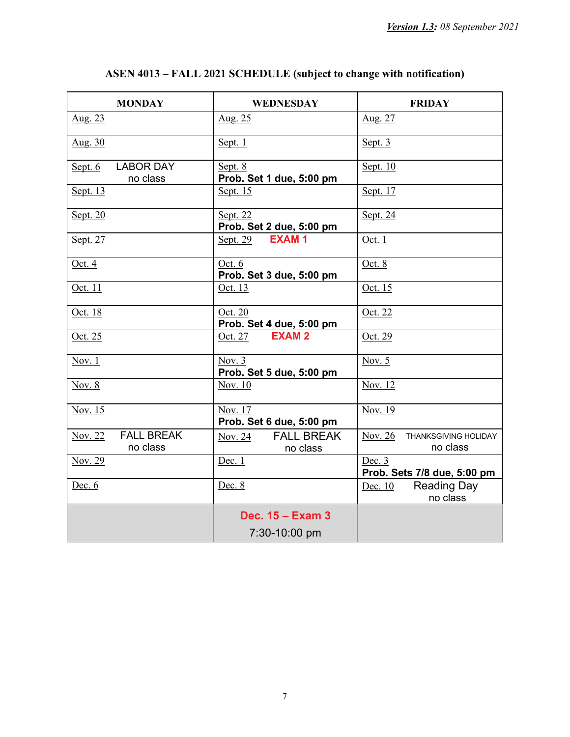*Version 1.3: 08 September 2021*

## ASEN 4013 – FALL 2021 SCHEDULE (subject to change with notification)

| MONDAY | WEDNESDAY | FRIDAY |
|---|---|---|
| Aug. 23 | Aug. 25 | Aug. 27 |
| Aug. 30 | Sept. 1 | Sept. 3 |
| Sept. 6 LABOR DAY no class | Sept. 8 **Prob. Set 1 due, 5:00 pm** | Sept. 10 |
| Sept. 13 | Sept. 15 | Sept. 17 |
| Sept. 20 | Sept. 22 **Prob. Set 2 due, 5:00 pm** | Sept. 24 |
| Sept. 27 | Sept. 29 **EXAM 1** | Oct. 1 |
| Oct. 4 | Oct. 6 **Prob. Set 3 due, 5:00 pm** | Oct. 8 |
| Oct. 11 | Oct. 13 | Oct. 15 |
| Oct. 18 | Oct. 20 **Prob. Set 4 due, 5:00 pm** | Oct. 22 |
| Oct. 25 | Oct. 27 **EXAM 2** | Oct. 29 |
| Nov. 1 | Nov. 3 **Prob. Set 5 due, 5:00 pm** | Nov. 5 |
| Nov. 8 | Nov. 10 | Nov. 12 |
| Nov. 15 | Nov. 17 **Prob. Set 6 due, 5:00 pm** | Nov. 19 |
| Nov. 22 FALL BREAK no class | Nov. 24 FALL BREAK no class | Nov. 26 THANKSGIVING HOLIDAY no class |
| Nov. 29 | Dec. 1 | Dec. 3 **Prob. Sets 7/8 due, 5:00 pm** |
| Dec. 6 | Dec. 8 | Dec. 10 Reading Day no class |
| | **Dec. 15 – Exam 3** 7:30-10:00 pm | |